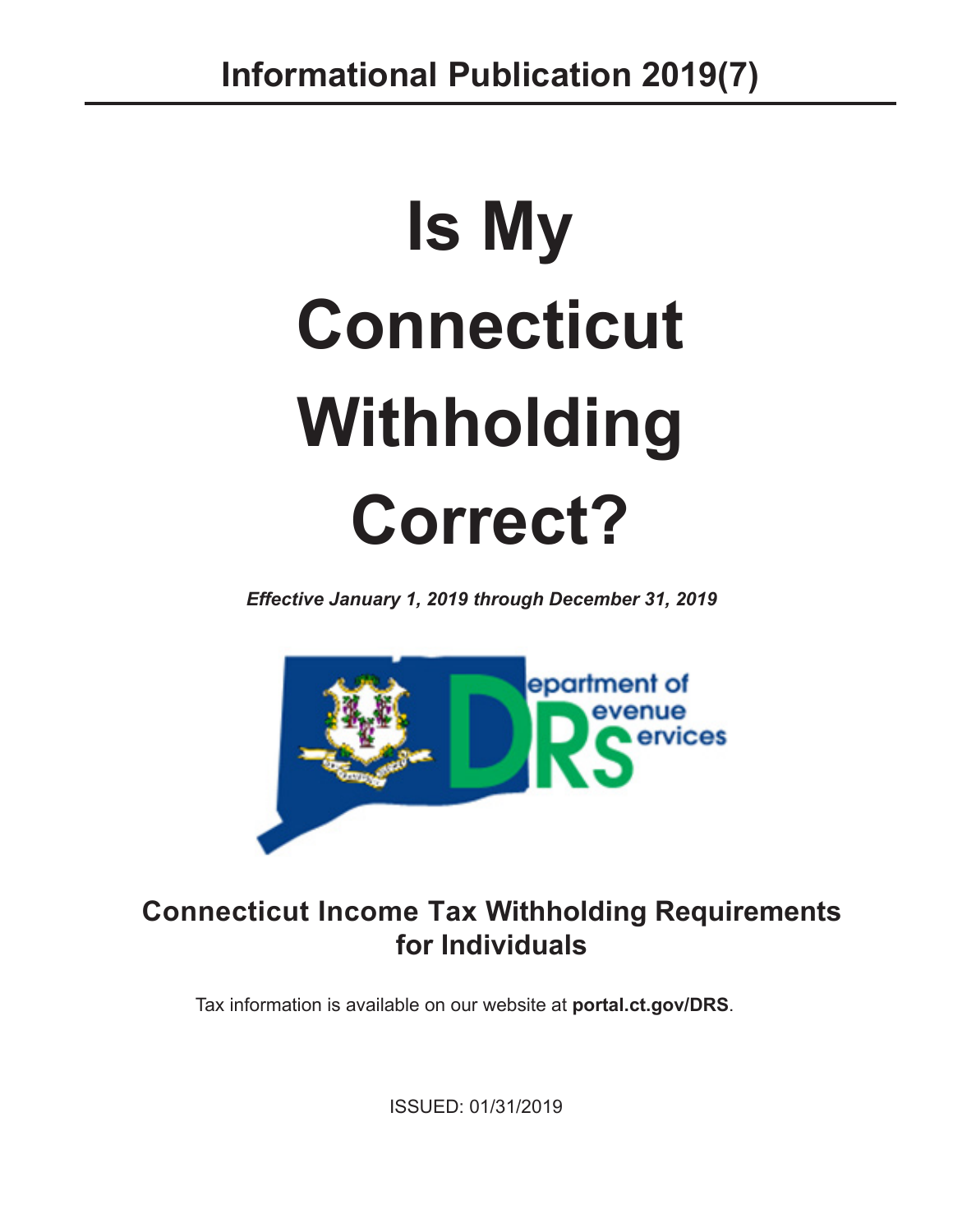# Informational Publication 2019(7)

# Is My Connecticut Withholding Correct?

***Effective January 1, 2019 through December 31, 2019***

## Connecticut Income Tax Withholding Requirements for Individuals

Tax information is available on our website at **portal.ct.gov/DRS**.

ISSUED: 01/31/2019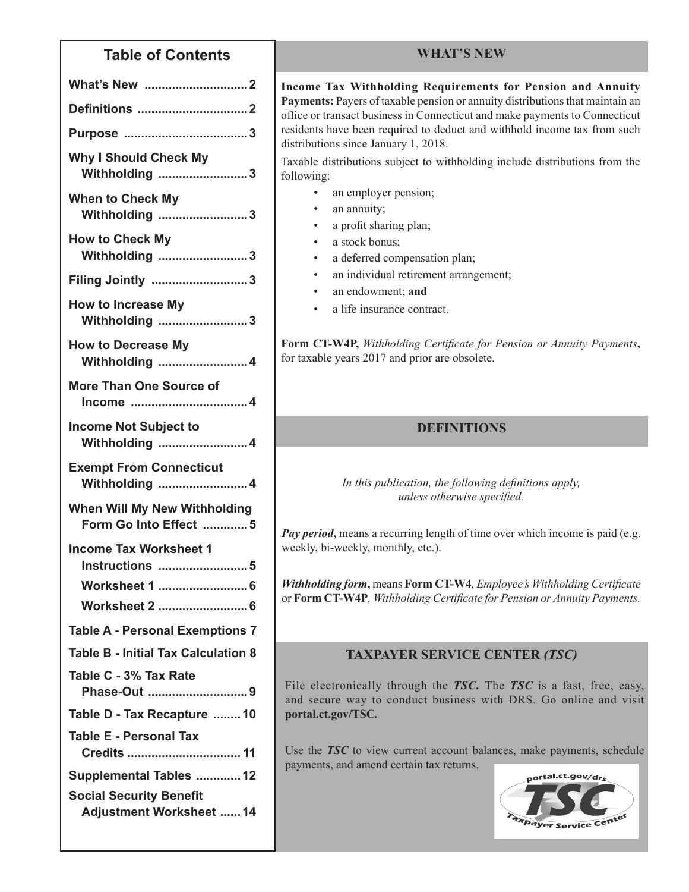## Table of Contents

| | |
|---|---|
| What's New | 2 |
| Definitions | 2 |
| Purpose | 3 |
| Why I Should Check My Withholding | 3 |
| When to Check My Withholding | 3 |
| How to Check My Withholding | 3 |
| Filing Jointly | 3 |
| How to Increase My Withholding | 3 |
| How to Decrease My Withholding | 4 |
| More Than One Source of Income | 4 |
| Income Not Subject to Withholding | 4 |
| Exempt From Connecticut Withholding | 4 |
| When Will My New Withholding Form Go Into Effect | 5 |
| Income Tax Worksheet 1 Instructions | 5 |
| Worksheet 1 | 6 |
| Worksheet 2 | 6 |
| Table A - Personal Exemptions | 7 |
| Table B - Initial Tax Calculation | 8 |
| Table C - 3% Tax Rate Phase-Out | 9 |
| Table D - Tax Recapture | 10 |
| Table E - Personal Tax Credits | 11 |
| Supplemental Tables | 12 |
| Social Security Benefit Adjustment Worksheet | 14 |

## WHAT'S NEW

**Income Tax Withholding Requirements for Pension and Annuity Payments:** Payers of taxable pension or annuity distributions that maintain an office or transact business in Connecticut and make payments to Connecticut residents have been required to deduct and withhold income tax from such distributions since January 1, 2018.

Taxable distributions subject to withholding include distributions from the following:

- an employer pension;
- an annuity;
- a profit sharing plan;
- a stock bonus;
- a deferred compensation plan;
- an individual retirement arrangement;
- an endowment; **and**
- a life insurance contract.

**Form CT-W4P,** *Withholding Certificate for Pension or Annuity Payments***,** for taxable years 2017 and prior are obsolete.

## DEFINITIONS

*In this publication, the following definitions apply, unless otherwise specified.*

***Pay period*,** means a recurring length of time over which income is paid (e.g. weekly, bi-weekly, monthly, etc.).

***Withholding form*,** means **Form CT-W4***, Employee's Withholding Certificate* or **Form CT-W4P***, Withholding Certificate for Pension or Annuity Payments.*

## TAXPAYER SERVICE CENTER *(TSC)*

File electronically through the ***TSC***. The ***TSC*** is a fast, free, easy, and secure way to conduct business with DRS. Go online and visit **portal.ct.gov/TSC.**

Use the ***TSC*** to view current account balances, make payments, schedule payments, and amend certain tax returns.

portal.ct.gov/drs TSC Taxpayer Service Center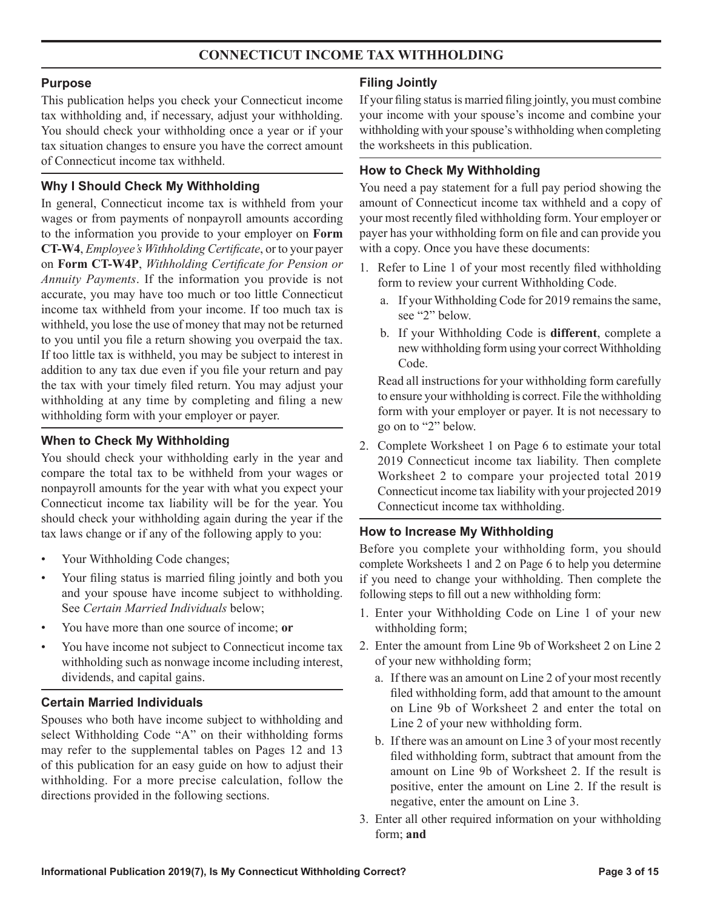# CONNECTICUT INCOME TAX WITHHOLDING

## Purpose

This publication helps you check your Connecticut income tax withholding and, if necessary, adjust your withholding. You should check your withholding once a year or if your tax situation changes to ensure you have the correct amount of Connecticut income tax withheld.

## Why I Should Check My Withholding

In general, Connecticut income tax is withheld from your wages or from payments of nonpayroll amounts according to the information you provide to your employer on **Form CT-W4**, *Employee's Withholding Certificate*, or to your payer on **Form CT-W4P**, *Withholding Certificate for Pension or Annuity Payments*. If the information you provide is not accurate, you may have too much or too little Connecticut income tax withheld from your income. If too much tax is withheld, you lose the use of money that may not be returned to you until you file a return showing you overpaid the tax. If too little tax is withheld, you may be subject to interest in addition to any tax due even if you file your return and pay the tax with your timely filed return. You may adjust your withholding at any time by completing and filing a new withholding form with your employer or payer.

## When to Check My Withholding

You should check your withholding early in the year and compare the total tax to be withheld from your wages or nonpayroll amounts for the year with what you expect your Connecticut income tax liability will be for the year. You should check your withholding again during the year if the tax laws change or if any of the following apply to you:

- Your Withholding Code changes;
- Your filing status is married filing jointly and both you and your spouse have income subject to withholding. See *Certain Married Individuals* below;
- You have more than one source of income; **or**
- You have income not subject to Connecticut income tax withholding such as nonwage income including interest, dividends, and capital gains.

## Certain Married Individuals

Spouses who both have income subject to withholding and select Withholding Code "A" on their withholding forms may refer to the supplemental tables on Pages 12 and 13 of this publication for an easy guide on how to adjust their withholding. For a more precise calculation, follow the directions provided in the following sections.

## Filing Jointly

If your filing status is married filing jointly, you must combine your income with your spouse's income and combine your withholding with your spouse's withholding when completing the worksheets in this publication.

## How to Check My Withholding

You need a pay statement for a full pay period showing the amount of Connecticut income tax withheld and a copy of your most recently filed withholding form. Your employer or payer has your withholding form on file and can provide you with a copy. Once you have these documents:

1. Refer to Line 1 of your most recently filed withholding form to review your current Withholding Code.
   a. If your Withholding Code for 2019 remains the same, see "2" below.
   b. If your Withholding Code is **different**, complete a new withholding form using your correct Withholding Code.

   Read all instructions for your withholding form carefully to ensure your withholding is correct. File the withholding form with your employer or payer. It is not necessary to go on to "2" below.
2. Complete Worksheet 1 on Page 6 to estimate your total 2019 Connecticut income tax liability. Then complete Worksheet 2 to compare your projected total 2019 Connecticut income tax liability with your projected 2019 Connecticut income tax withholding.

## How to Increase My Withholding

Before you complete your withholding form, you should complete Worksheets 1 and 2 on Page 6 to help you determine if you need to change your withholding. Then complete the following steps to fill out a new withholding form:

1. Enter your Withholding Code on Line 1 of your new withholding form;
2. Enter the amount from Line 9b of Worksheet 2 on Line 2 of your new withholding form;
   a. If there was an amount on Line 2 of your most recently filed withholding form, add that amount to the amount on Line 9b of Worksheet 2 and enter the total on Line 2 of your new withholding form.
   b. If there was an amount on Line 3 of your most recently filed withholding form, subtract that amount from the amount on Line 9b of Worksheet 2. If the result is positive, enter the amount on Line 2. If the result is negative, enter the amount on Line 3.
3. Enter all other required information on your withholding form; **and**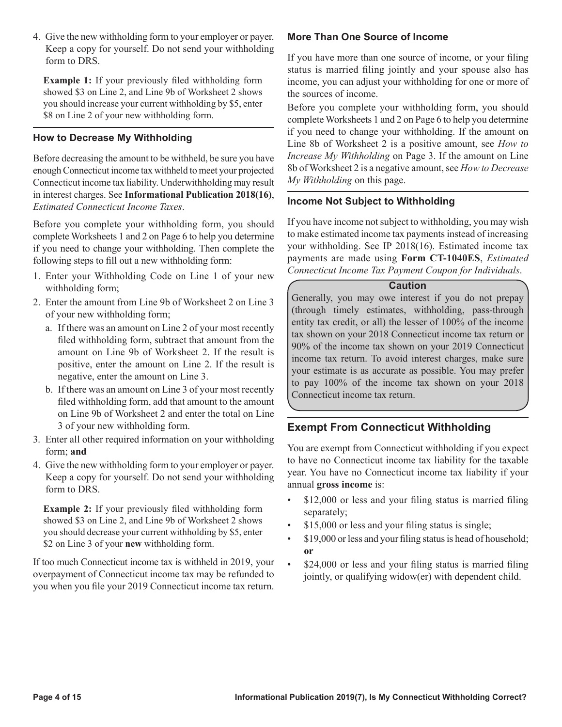4. Give the new withholding form to your employer or payer. Keep a copy for yourself. Do not send your withholding form to DRS.

**Example 1:** If your previously filed withholding form showed $3 on Line 2, and Line 9b of Worksheet 2 shows you should increase your current withholding by $5, enter $8 on Line 2 of your new withholding form.

### How to Decrease My Withholding

Before decreasing the amount to be withheld, be sure you have enough Connecticut income tax withheld to meet your projected Connecticut income tax liability. Underwithholding may result in interest charges. See **Informational Publication 2018(16)**, *Estimated Connecticut Income Taxes*.

Before you complete your withholding form, you should complete Worksheets 1 and 2 on Page 6 to help you determine if you need to change your withholding. Then complete the following steps to fill out a new withholding form:

1. Enter your Withholding Code on Line 1 of your new withholding form;
2. Enter the amount from Line 9b of Worksheet 2 on Line 3 of your new withholding form;
   a. If there was an amount on Line 2 of your most recently filed withholding form, subtract that amount from the amount on Line 9b of Worksheet 2. If the result is positive, enter the amount on Line 2. If the result is negative, enter the amount on Line 3.
   b. If there was an amount on Line 3 of your most recently filed withholding form, add that amount to the amount on Line 9b of Worksheet 2 and enter the total on Line 3 of your new withholding form.
3. Enter all other required information on your withholding form; **and**
4. Give the new withholding form to your employer or payer. Keep a copy for yourself. Do not send your withholding form to DRS.

**Example 2:** If your previously filed withholding form showed $3 on Line 2, and Line 9b of Worksheet 2 shows you should decrease your current withholding by $5, enter $2 on Line 3 of your **new** withholding form.

If too much Connecticut income tax is withheld in 2019, your overpayment of Connecticut income tax may be refunded to you when you file your 2019 Connecticut income tax return.

### More Than One Source of Income

If you have more than one source of income, or your filing status is married filing jointly and your spouse also has income, you can adjust your withholding for one or more of the sources of income.

Before you complete your withholding form, you should complete Worksheets 1 and 2 on Page 6 to help you determine if you need to change your withholding. If the amount on Line 8b of Worksheet 2 is a positive amount, see *How to Increase My Withholding* on Page 3. If the amount on Line 8b of Worksheet 2 is a negative amount, see *How to Decrease My Withholding* on this page.

### Income Not Subject to Withholding

If you have income not subject to withholding, you may wish to make estimated income tax payments instead of increasing your withholding. See IP 2018(16). Estimated income tax payments are made using **Form CT-1040ES**, *Estimated Connecticut Income Tax Payment Coupon for Individuals*.

**Caution**

Generally, you may owe interest if you do not prepay (through timely estimates, withholding, pass-through entity tax credit, or all) the lesser of 100% of the income tax shown on your 2018 Connecticut income tax return or 90% of the income tax shown on your 2019 Connecticut income tax return. To avoid interest charges, make sure your estimate is as accurate as possible. You may prefer to pay 100% of the income tax shown on your 2018 Connecticut income tax return.

## Exempt From Connecticut Withholding

You are exempt from Connecticut withholding if you expect to have no Connecticut income tax liability for the taxable year. You have no Connecticut income tax liability if your annual **gross income** is:

- $12,000 or less and your filing status is married filing separately;
- $15,000 or less and your filing status is single;
- $19,000 or less and your filing status is head of household; **or**
- $24,000 or less and your filing status is married filing jointly, or qualifying widow(er) with dependent child.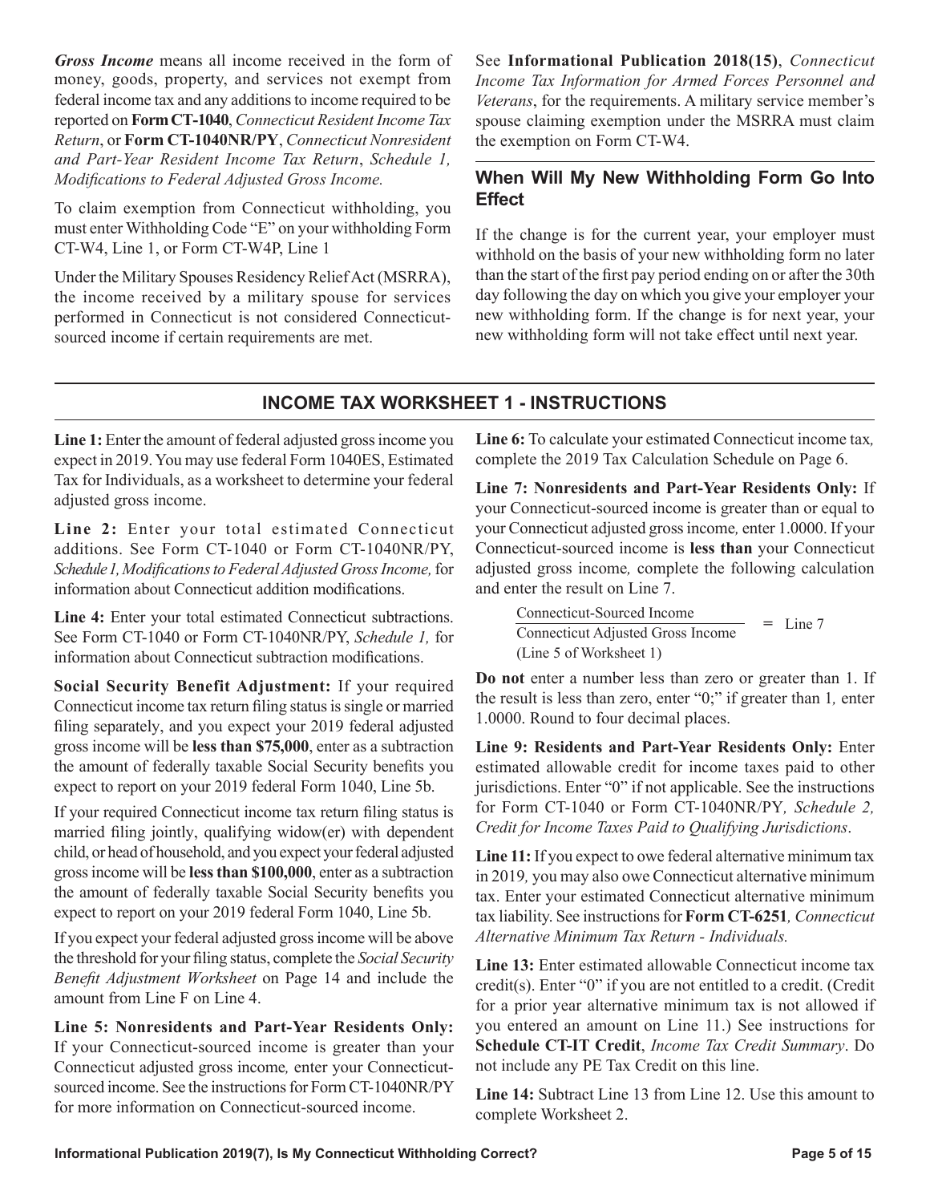***Gross Income*** means all income received in the form of money, goods, property, and services not exempt from federal income tax and any additions to income required to be reported on **Form CT-1040**, *Connecticut Resident Income Tax Return*, or **Form CT-1040NR/PY**, *Connecticut Nonresident and Part-Year Resident Income Tax Return*, *Schedule 1, Modifications to Federal Adjusted Gross Income.*

To claim exemption from Connecticut withholding, you must enter Withholding Code "E" on your withholding Form CT-W4, Line 1, or Form CT-W4P, Line 1

Under the Military Spouses Residency Relief Act (MSRRA), the income received by a military spouse for services performed in Connecticut is not considered Connecticut-sourced income if certain requirements are met.

See **Informational Publication 2018(15)**, *Connecticut Income Tax Information for Armed Forces Personnel and Veterans*, for the requirements. A military service member's spouse claiming exemption under the MSRRA must claim the exemption on Form CT-W4.

## When Will My New Withholding Form Go Into Effect

If the change is for the current year, your employer must withhold on the basis of your new withholding form no later than the start of the first pay period ending on or after the 30th day following the day on which you give your employer your new withholding form. If the change is for next year, your new withholding form will not take effect until next year.

## INCOME TAX WORKSHEET 1 - INSTRUCTIONS

**Line 1:** Enter the amount of federal adjusted gross income you expect in 2019. You may use federal Form 1040ES, Estimated Tax for Individuals, as a worksheet to determine your federal adjusted gross income.

**Line 2:** Enter your total estimated Connecticut additions. See Form CT-1040 or Form CT-1040NR/PY, *Schedule 1, Modifications to Federal Adjusted Gross Income,* for information about Connecticut addition modifications.

**Line 4:** Enter your total estimated Connecticut subtractions. See Form CT-1040 or Form CT-1040NR/PY, *Schedule 1,* for information about Connecticut subtraction modifications.

**Social Security Benefit Adjustment:** If your required Connecticut income tax return filing status is single or married filing separately, and you expect your 2019 federal adjusted gross income will be **less than $75,000**, enter as a subtraction the amount of federally taxable Social Security benefits you expect to report on your 2019 federal Form 1040, Line 5b.

If your required Connecticut income tax return filing status is married filing jointly, qualifying widow(er) with dependent child, or head of household, and you expect your federal adjusted gross income will be **less than $100,000**, enter as a subtraction the amount of federally taxable Social Security benefits you expect to report on your 2019 federal Form 1040, Line 5b.

If you expect your federal adjusted gross income will be above the threshold for your filing status, complete the *Social Security Benefit Adjustment Worksheet* on Page 14 and include the amount from Line F on Line 4.

**Line 5: Nonresidents and Part-Year Residents Only:** If your Connecticut-sourced income is greater than your Connecticut adjusted gross income, enter your Connecticut-sourced income. See the instructions for Form CT-1040NR/PY for more information on Connecticut-sourced income.

**Line 6:** To calculate your estimated Connecticut income tax, complete the 2019 Tax Calculation Schedule on Page 6.

**Line 7: Nonresidents and Part-Year Residents Only:** If your Connecticut-sourced income is greater than or equal to your Connecticut adjusted gross income, enter 1.0000. If your Connecticut-sourced income is **less than** your Connecticut adjusted gross income, complete the following calculation and enter the result on Line 7.

$$\frac{\text{Connecticut-Sourced Income}}{\text{Connecticut Adjusted Gross Income (Line 5 of Worksheet 1)}} = \text{Line 7}$$

**Do not** enter a number less than zero or greater than 1. If the result is less than zero, enter "0;" if greater than 1, enter 1.0000. Round to four decimal places.

**Line 9: Residents and Part-Year Residents Only:** Enter estimated allowable credit for income taxes paid to other jurisdictions. Enter "0" if not applicable. See the instructions for Form CT-1040 or Form CT-1040NR/PY, *Schedule 2, Credit for Income Taxes Paid to Qualifying Jurisdictions*.

**Line 11:** If you expect to owe federal alternative minimum tax in 2019, you may also owe Connecticut alternative minimum tax. Enter your estimated Connecticut alternative minimum tax liability. See instructions for **Form CT-6251**, *Connecticut Alternative Minimum Tax Return - Individuals.*

**Line 13:** Enter estimated allowable Connecticut income tax credit(s). Enter "0" if you are not entitled to a credit. (Credit for a prior year alternative minimum tax is not allowed if you entered an amount on Line 11.) See instructions for **Schedule CT-IT Credit**, *Income Tax Credit Summary*. Do not include any PE Tax Credit on this line.

**Line 14:** Subtract Line 13 from Line 12. Use this amount to complete Worksheet 2.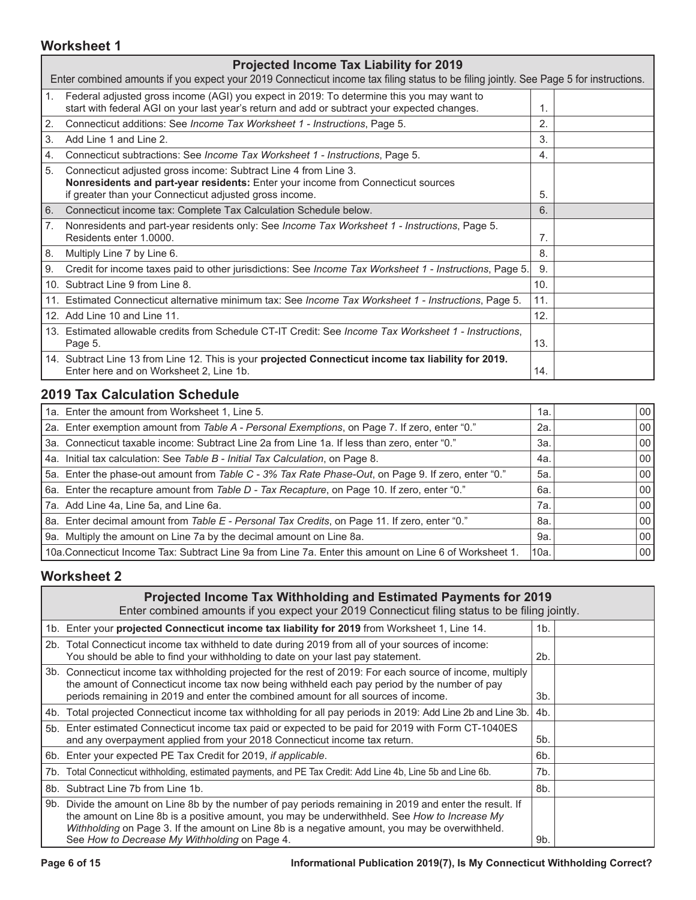## Worksheet 1

| Projected Income Tax Liability for 2019<br>Enter combined amounts if you expect your 2019 Connecticut income tax filing status to be filing jointly. See Page 5 for instructions. | | |
|---|---|---|
| 1. Federal adjusted gross income (AGI) you expect in 2019: To determine this you may want to start with federal AGI on your last year's return and add or subtract your expected changes. | 1. | |
| 2. Connecticut additions: See *Income Tax Worksheet 1 - Instructions*, Page 5. | 2. | |
| 3. Add Line 1 and Line 2. | 3. | |
| 4. Connecticut subtractions: See *Income Tax Worksheet 1 - Instructions*, Page 5. | 4. | |
| 5. Connecticut adjusted gross income: Subtract Line 4 from Line 3. **Nonresidents and part-year residents:** Enter your income from Connecticut sources if greater than your Connecticut adjusted gross income. | 5. | |
| 6. Connecticut income tax: Complete Tax Calculation Schedule below. | 6. | |
| 7. Nonresidents and part-year residents only: See *Income Tax Worksheet 1 - Instructions*, Page 5. Residents enter 1.0000. | 7. | |
| 8. Multiply Line 7 by Line 6. | 8. | |
| 9. Credit for income taxes paid to other jurisdictions: See *Income Tax Worksheet 1 - Instructions*, Page 5. | 9. | |
| 10. Subtract Line 9 from Line 8. | 10. | |
| 11. Estimated Connecticut alternative minimum tax: See *Income Tax Worksheet 1 - Instructions*, Page 5. | 11. | |
| 12. Add Line 10 and Line 11. | 12. | |
| 13. Estimated allowable credits from Schedule CT-IT Credit: See *Income Tax Worksheet 1 - Instructions*, Page 5. | 13. | |
| 14. Subtract Line 13 from Line 12. This is your **projected Connecticut income tax liability for 2019.** Enter here and on Worksheet 2, Line 1b. | 14. | |

## 2019 Tax Calculation Schedule

| | | | |
|---|---|---|---|
| 1a. Enter the amount from Worksheet 1, Line 5. | 1a. | | 00 |
| 2a. Enter exemption amount from *Table A - Personal Exemptions*, on Page 7. If zero, enter "0." | 2a. | | 00 |
| 3a. Connecticut taxable income: Subtract Line 2a from Line 1a. If less than zero, enter "0." | 3a. | | 00 |
| 4a. Initial tax calculation: See *Table B - Initial Tax Calculation*, on Page 8. | 4a. | | 00 |
| 5a. Enter the phase-out amount from *Table C - 3% Tax Rate Phase-Out*, on Page 9. If zero, enter "0." | 5a. | | 00 |
| 6a. Enter the recapture amount from *Table D - Tax Recapture*, on Page 10. If zero, enter "0." | 6a. | | 00 |
| 7a. Add Line 4a, Line 5a, and Line 6a. | 7a. | | 00 |
| 8a. Enter decimal amount from *Table E - Personal Tax Credits*, on Page 11. If zero, enter "0." | 8a. | | 00 |
| 9a. Multiply the amount on Line 7a by the decimal amount on Line 8a. | 9a. | | 00 |
| 10a. Connecticut Income Tax: Subtract Line 9a from Line 7a. Enter this amount on Line 6 of Worksheet 1. | 10a. | | 00 |

## Worksheet 2

| Projected Income Tax Withholding and Estimated Payments for 2019<br>Enter combined amounts if you expect your 2019 Connecticut filing status to be filing jointly. | | |
|---|---|---|
| 1b. Enter your **projected Connecticut income tax liability for 2019** from Worksheet 1, Line 14. | 1b. | |
| 2b. Total Connecticut income tax withheld to date during 2019 from all of your sources of income: You should be able to find your withholding to date on your last pay statement. | 2b. | |
| 3b. Connecticut income tax withholding projected for the rest of 2019: For each source of income, multiply the amount of Connecticut income tax now being withheld each pay period by the number of pay periods remaining in 2019 and enter the combined amount for all sources of income. | 3b. | |
| 4b. Total projected Connecticut income tax withholding for all pay periods in 2019: Add Line 2b and Line 3b. | 4b. | |
| 5b. Enter estimated Connecticut income tax paid or expected to be paid for 2019 with Form CT-1040ES and any overpayment applied from your 2018 Connecticut income tax return. | 5b. | |
| 6b. Enter your expected PE Tax Credit for 2019, *if applicable*. | 6b. | |
| 7b. Total Connecticut withholding, estimated payments, and PE Tax Credit: Add Line 4b, Line 5b and Line 6b. | 7b. | |
| 8b. Subtract Line 7b from Line 1b. | 8b. | |
| 9b. Divide the amount on Line 8b by the number of pay periods remaining in 2019 and enter the result. If the amount on Line 8b is a positive amount, you may be underwithheld. See *How to Increase My Withholding* on Page 3. If the amount on Line 8b is a negative amount, you may be overwithheld. See *How to Decrease My Withholding* on Page 4. | 9b. | |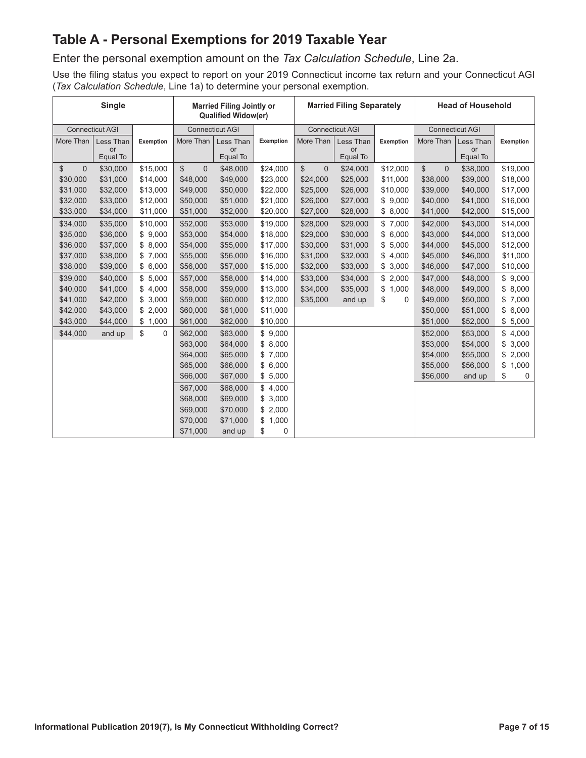## Table A - Personal Exemptions for 2019 Taxable Year

Enter the personal exemption amount on the *Tax Calculation Schedule*, Line 2a.

Use the filing status you expect to report on your 2019 Connecticut income tax return and your Connecticut AGI (*Tax Calculation Schedule*, Line 1a) to determine your personal exemption.

| Single | | | Married Filing Jointly or Qualified Widow(er) | | | Married Filing Separately | | | Head of Household | | |
|---|---|---|---|---|---|---|---|---|---|---|---|
| Connecticut AGI | | | Connecticut AGI | | | Connecticut AGI | | | Connecticut AGI | | |
| More Than | Less Than or Equal To | Exemption | More Than | Less Than or Equal To | Exemption | More Than | Less Than or Equal To | Exemption | More Than | Less Than or Equal To | Exemption |
| $ 0 | $30,000 | $15,000 | $ 0 | $48,000 | $24,000 | $ 0 | $24,000 | $12,000 | $ 0 | $38,000 | $19,000 |
| $30,000 | $31,000 | $14,000 | $48,000 | $49,000 | $23,000 | $24,000 | $25,000 | $11,000 | $38,000 | $39,000 | $18,000 |
| $31,000 | $32,000 | $13,000 | $49,000 | $50,000 | $22,000 | $25,000 | $26,000 | $10,000 | $39,000 | $40,000 | $17,000 |
| $32,000 | $33,000 | $12,000 | $50,000 | $51,000 | $21,000 | $26,000 | $27,000 | $ 9,000 | $40,000 | $41,000 | $16,000 |
| $33,000 | $34,000 | $11,000 | $51,000 | $52,000 | $20,000 | $27,000 | $28,000 | $ 8,000 | $41,000 | $42,000 | $15,000 |
| $34,000 | $35,000 | $10,000 | $52,000 | $53,000 | $19,000 | $28,000 | $29,000 | $ 7,000 | $42,000 | $43,000 | $14,000 |
| $35,000 | $36,000 | $ 9,000 | $53,000 | $54,000 | $18,000 | $29,000 | $30,000 | $ 6,000 | $43,000 | $44,000 | $13,000 |
| $36,000 | $37,000 | $ 8,000 | $54,000 | $55,000 | $17,000 | $30,000 | $31,000 | $ 5,000 | $44,000 | $45,000 | $12,000 |
| $37,000 | $38,000 | $ 7,000 | $55,000 | $56,000 | $16,000 | $31,000 | $32,000 | $ 4,000 | $45,000 | $46,000 | $11,000 |
| $38,000 | $39,000 | $ 6,000 | $56,000 | $57,000 | $15,000 | $32,000 | $33,000 | $ 3,000 | $46,000 | $47,000 | $10,000 |
| $39,000 | $40,000 | $ 5,000 | $57,000 | $58,000 | $14,000 | $33,000 | $34,000 | $ 2,000 | $47,000 | $48,000 | $ 9,000 |
| $40,000 | $41,000 | $ 4,000 | $58,000 | $59,000 | $13,000 | $34,000 | $35,000 | $ 1,000 | $48,000 | $49,000 | $ 8,000 |
| $41,000 | $42,000 | $ 3,000 | $59,000 | $60,000 | $12,000 | $35,000 | and up | $ 0 | $49,000 | $50,000 | $ 7,000 |
| $42,000 | $43,000 | $ 2,000 | $60,000 | $61,000 | $11,000 | | | | $50,000 | $51,000 | $ 6,000 |
| $43,000 | $44,000 | $ 1,000 | $61,000 | $62,000 | $10,000 | | | | $51,000 | $52,000 | $ 5,000 |
| $44,000 | and up | $ 0 | $62,000 | $63,000 | $ 9,000 | | | | $52,000 | $53,000 | $ 4,000 |
| | | | $63,000 | $64,000 | $ 8,000 | | | | $53,000 | $54,000 | $ 3,000 |
| | | | $64,000 | $65,000 | $ 7,000 | | | | $54,000 | $55,000 | $ 2,000 |
| | | | $65,000 | $66,000 | $ 6,000 | | | | $55,000 | $56,000 | $ 1,000 |
| | | | $66,000 | $67,000 | $ 5,000 | | | | $56,000 | and up | $ 0 |
| | | | $67,000 | $68,000 | $ 4,000 | | | | | | |
| | | | $68,000 | $69,000 | $ 3,000 | | | | | | |
| | | | $69,000 | $70,000 | $ 2,000 | | | | | | |
| | | | $70,000 | $71,000 | $ 1,000 | | | | | | |
| | | | $71,000 | and up | $ 0 | | | | | | |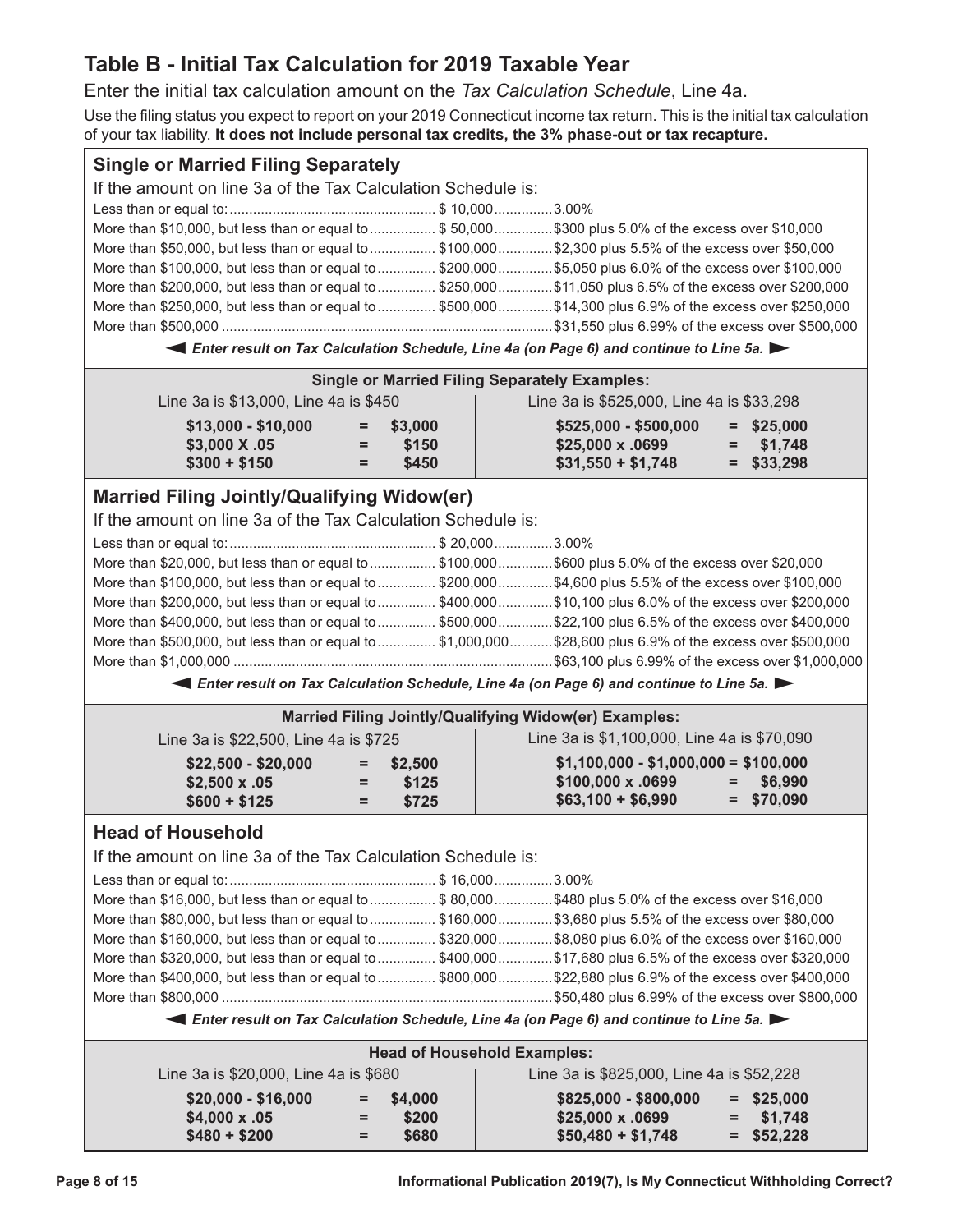# Table B - Initial Tax Calculation for 2019 Taxable Year

Enter the initial tax calculation amount on the *Tax Calculation Schedule*, Line 4a.

Use the filing status you expect to report on your 2019 Connecticut income tax return. This is the initial tax calculation of your tax liability. **It does not include personal tax credits, the 3% phase-out or tax recapture.**

## Single or Married Filing Separately

If the amount on line 3a of the Tax Calculation Schedule is:

| | | |
|---|---|---|
| Less than or equal to: | $ 10,000 | 3.00% |
| More than $10,000, but less than or equal to | $ 50,000 | $300 plus 5.0% of the excess over $10,000 |
| More than $50,000, but less than or equal to | $100,000 | $2,300 plus 5.5% of the excess over $50,000 |
| More than $100,000, but less than or equal to | $200,000 | $5,050 plus 6.0% of the excess over $100,000 |
| More than $200,000, but less than or equal to | $250,000 | $11,050 plus 6.5% of the excess over $200,000 |
| More than $250,000, but less than or equal to | $500,000 | $14,300 plus 6.9% of the excess over $250,000 |
| More than $500,000 | | $31,550 plus 6.99% of the excess over $500,000 |

◄ ***Enter result on Tax Calculation Schedule, Line 4a (on Page 6) and continue to Line 5a.*** ►

**Single or Married Filing Separately Examples:**

Line 3a is $13,000, Line 4a is $450

| | | |
|---|---|---|
| **$13,000 - $10,000** | **=** | **$3,000** |
| **$3,000 X .05** | **=** | **$150** |
| **$300 + $150** | **=** | **$450** |

Line 3a is $525,000, Line 4a is $33,298

| | | |
|---|---|---|
| **$525,000 - $500,000** | **=** | **$25,000** |
| **$25,000 x .0699** | **=** | **$1,748** |
| **$31,550 + $1,748** | **=** | **$33,298** |

## Married Filing Jointly/Qualifying Widow(er)

If the amount on line 3a of the Tax Calculation Schedule is:

| | | |
|---|---|---|
| Less than or equal to: | $ 20,000 | 3.00% |
| More than $20,000, but less than or equal to | $100,000 | $600 plus 5.0% of the excess over $20,000 |
| More than $100,000, but less than or equal to | $200,000 | $4,600 plus 5.5% of the excess over $100,000 |
| More than $200,000, but less than or equal to | $400,000 | $10,100 plus 6.0% of the excess over $200,000 |
| More than $400,000, but less than or equal to | $500,000 | $22,100 plus 6.5% of the excess over $400,000 |
| More than $500,000, but less than or equal to | $1,000,000 | $28,600 plus 6.9% of the excess over $500,000 |
| More than $1,000,000 | | $63,100 plus 6.99% of the excess over $1,000,000 |

◄ ***Enter result on Tax Calculation Schedule, Line 4a (on Page 6) and continue to Line 5a.*** ►

**Married Filing Jointly/Qualifying Widow(er) Examples:**

Line 3a is $22,500, Line 4a is $725

| | | |
|---|---|---|
| **$22,500 - $20,000** | **=** | **$2,500** |
| **$2,500 x .05** | **=** | **$125** |
| **$600 + $125** | **=** | **$725** |

Line 3a is $1,100,000, Line 4a is $70,090

| | | |
|---|---|---|
| **$1,100,000 - $1,000,000** | **=** | **$100,000** |
| **$100,000 x .0699** | **=** | **$6,990** |
| **$63,100 + $6,990** | **=** | **$70,090** |

## Head of Household

If the amount on line 3a of the Tax Calculation Schedule is:

| | | |
|---|---|---|
| Less than or equal to: | $ 16,000 | 3.00% |
| More than $16,000, but less than or equal to | $ 80,000 | $480 plus 5.0% of the excess over $16,000 |
| More than $80,000, but less than or equal to | $160,000 | $3,680 plus 5.5% of the excess over $80,000 |
| More than $160,000, but less than or equal to | $320,000 | $8,080 plus 6.0% of the excess over $160,000 |
| More than $320,000, but less than or equal to | $400,000 | $17,680 plus 6.5% of the excess over $320,000 |
| More than $400,000, but less than or equal to | $800,000 | $22,880 plus 6.9% of the excess over $400,000 |
| More than $800,000 | | $50,480 plus 6.99% of the excess over $800,000 |

◄ ***Enter result on Tax Calculation Schedule, Line 4a (on Page 6) and continue to Line 5a.*** ►

**Head of Household Examples:**

Line 3a is $20,000, Line 4a is $680

| | | |
|---|---|---|
| **$20,000 - $16,000** | **=** | **$4,000** |
| **$4,000 x .05** | **=** | **$200** |
| **$480 + $200** | **=** | **$680** |

Line 3a is $825,000, Line 4a is $52,228

| | | |
|---|---|---|
| **$825,000 - $800,000** | **=** | **$25,000** |
| **$25,000 x .0699** | **=** | **$1,748** |
| **$50,480 + $1,748** | **=** | **$52,228** |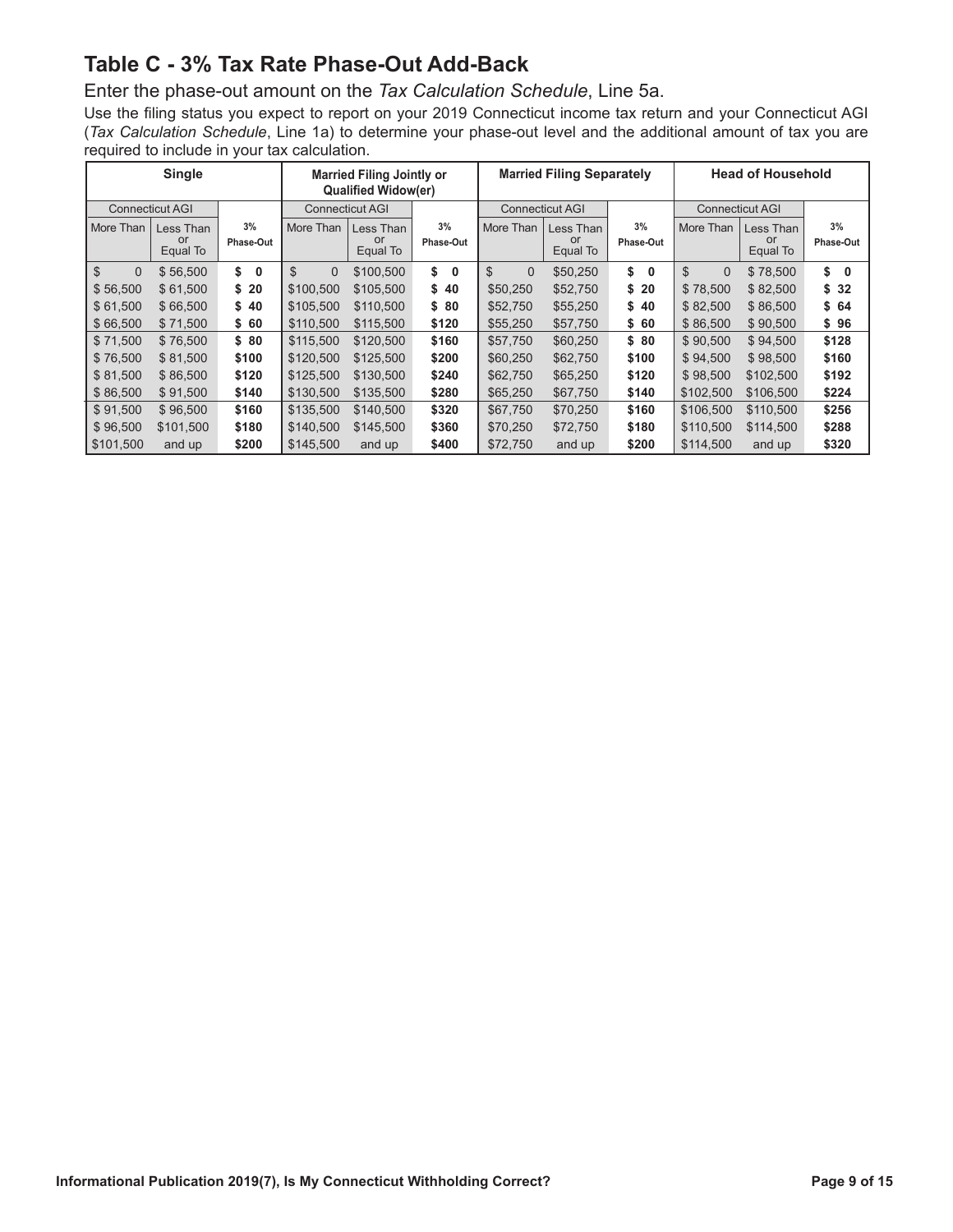## Table C - 3% Tax Rate Phase-Out Add-Back

Enter the phase-out amount on the *Tax Calculation Schedule*, Line 5a.

Use the filing status you expect to report on your 2019 Connecticut income tax return and your Connecticut AGI (*Tax Calculation Schedule*, Line 1a) to determine your phase-out level and the additional amount of tax you are required to include in your tax calculation.

| Single | | | Married Filing Jointly or Qualified Widow(er) | | | Married Filing Separately | | | Head of Household | | |
|---|---|---|---|---|---|---|---|---|---|---|---|
| Connecticut AGI | | | Connecticut AGI | | | Connecticut AGI | | | Connecticut AGI | | |
| More Than | Less Than or Equal To | 3% Phase-Out | More Than | Less Than or Equal To | 3% Phase-Out | More Than | Less Than or Equal To | 3% Phase-Out | More Than | Less Than or Equal To | 3% Phase-Out |
| $ 0 | $ 56,500 | **$ 0** | $ 0 | $100,500 | **$ 0** | $ 0 | $50,250 | **$ 0** | $ 0 | $ 78,500 | **$ 0** |
| $ 56,500 | $ 61,500 | **$ 20** | $100,500 | $105,500 | **$ 40** | $50,250 | $52,750 | **$ 20** | $ 78,500 | $ 82,500 | **$ 32** |
| $ 61,500 | $ 66,500 | **$ 40** | $105,500 | $110,500 | **$ 80** | $52,750 | $55,250 | **$ 40** | $ 82,500 | $ 86,500 | **$ 64** |
| $ 66,500 | $ 71,500 | **$ 60** | $110,500 | $115,500 | **$120** | $55,250 | $57,750 | **$ 60** | $ 86,500 | $ 90,500 | **$ 96** |
| $ 71,500 | $ 76,500 | **$ 80** | $115,500 | $120,500 | **$160** | $57,750 | $60,250 | **$ 80** | $ 90,500 | $ 94,500 | **$128** |
| $ 76,500 | $ 81,500 | **$100** | $120,500 | $125,500 | **$200** | $60,250 | $62,750 | **$100** | $ 94,500 | $ 98,500 | **$160** |
| $ 81,500 | $ 86,500 | **$120** | $125,500 | $130,500 | **$240** | $62,750 | $65,250 | **$120** | $ 98,500 | $102,500 | **$192** |
| $ 86,500 | $ 91,500 | **$140** | $130,500 | $135,500 | **$280** | $65,250 | $67,750 | **$140** | $102,500 | $106,500 | **$224** |
| $ 91,500 | $ 96,500 | **$160** | $135,500 | $140,500 | **$320** | $67,750 | $70,250 | **$160** | $106,500 | $110,500 | **$256** |
| $ 96,500 | $101,500 | **$180** | $140,500 | $145,500 | **$360** | $70,250 | $72,750 | **$180** | $110,500 | $114,500 | **$288** |
| $101,500 | and up | **$200** | $145,500 | and up | **$400** | $72,750 | and up | **$200** | $114,500 | and up | **$320** |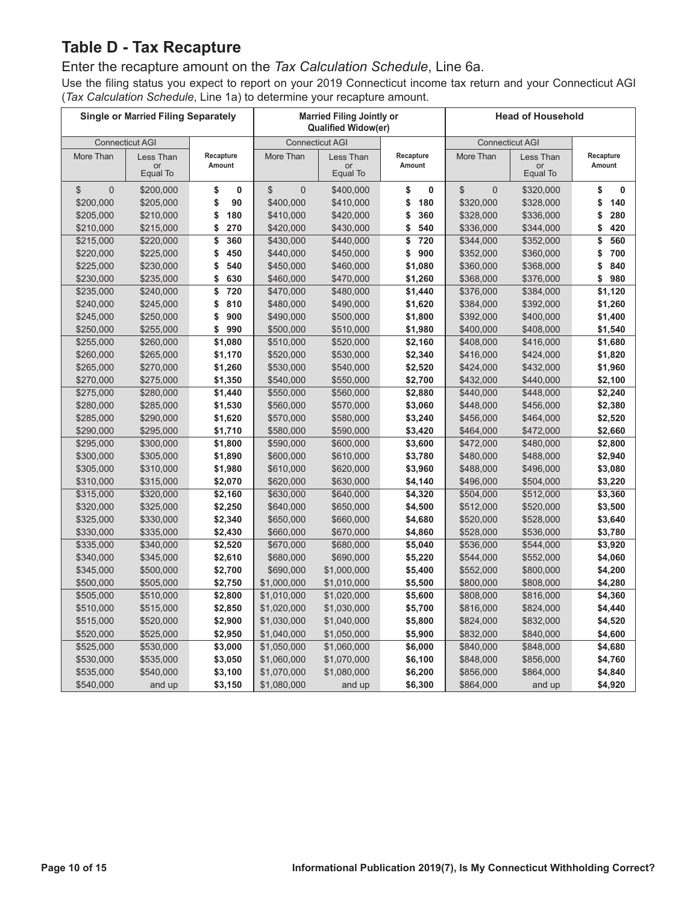## Table D - Tax Recapture

Enter the recapture amount on the *Tax Calculation Schedule*, Line 6a.

Use the filing status you expect to report on your 2019 Connecticut income tax return and your Connecticut AGI (*Tax Calculation Schedule*, Line 1a) to determine your recapture amount.

| Single or Married Filing Separately | | | Married Filing Jointly or Qualified Widow(er) | | | Head of Household | | |
|---|---|---|---|---|---|---|---|---|
| Connecticut AGI | | | Connecticut AGI | | | Connecticut AGI | | |
| More Than | Less Than or Equal To | Recapture Amount | More Than | Less Than or Equal To | Recapture Amount | More Than | Less Than or Equal To | Recapture Amount |
| $ 0 | $200,000 | **$ 0** | $ 0 | $400,000 | **$ 0** | $ 0 | $320,000 | **$ 0** |
| $200,000 | $205,000 | **$ 90** | $400,000 | $410,000 | **$ 180** | $320,000 | $328,000 | **$ 140** |
| $205,000 | $210,000 | **$ 180** | $410,000 | $420,000 | **$ 360** | $328,000 | $336,000 | **$ 280** |
| $210,000 | $215,000 | **$ 270** | $420,000 | $430,000 | **$ 540** | $336,000 | $344,000 | **$ 420** |
| $215,000 | $220,000 | **$ 360** | $430,000 | $440,000 | **$ 720** | $344,000 | $352,000 | **$ 560** |
| $220,000 | $225,000 | **$ 450** | $440,000 | $450,000 | **$ 900** | $352,000 | $360,000 | **$ 700** |
| $225,000 | $230,000 | **$ 540** | $450,000 | $460,000 | **$1,080** | $360,000 | $368,000 | **$ 840** |
| $230,000 | $235,000 | **$ 630** | $460,000 | $470,000 | **$1,260** | $368,000 | $376,000 | **$ 980** |
| $235,000 | $240,000 | **$ 720** | $470,000 | $480,000 | **$1,440** | $376,000 | $384,000 | **$1,120** |
| $240,000 | $245,000 | **$ 810** | $480,000 | $490,000 | **$1,620** | $384,000 | $392,000 | **$1,260** |
| $245,000 | $250,000 | **$ 900** | $490,000 | $500,000 | **$1,800** | $392,000 | $400,000 | **$1,400** |
| $250,000 | $255,000 | **$ 990** | $500,000 | $510,000 | **$1,980** | $400,000 | $408,000 | **$1,540** |
| $255,000 | $260,000 | **$1,080** | $510,000 | $520,000 | **$2,160** | $408,000 | $416,000 | **$1,680** |
| $260,000 | $265,000 | **$1,170** | $520,000 | $530,000 | **$2,340** | $416,000 | $424,000 | **$1,820** |
| $265,000 | $270,000 | **$1,260** | $530,000 | $540,000 | **$2,520** | $424,000 | $432,000 | **$1,960** |
| $270,000 | $275,000 | **$1,350** | $540,000 | $550,000 | **$2,700** | $432,000 | $440,000 | **$2,100** |
| $275,000 | $280,000 | **$1,440** | $550,000 | $560,000 | **$2,880** | $440,000 | $448,000 | **$2,240** |
| $280,000 | $285,000 | **$1,530** | $560,000 | $570,000 | **$3,060** | $448,000 | $456,000 | **$2,380** |
| $285,000 | $290,000 | **$1,620** | $570,000 | $580,000 | **$3,240** | $456,000 | $464,000 | **$2,520** |
| $290,000 | $295,000 | **$1,710** | $580,000 | $590,000 | **$3,420** | $464,000 | $472,000 | **$2,660** |
| $295,000 | $300,000 | **$1,800** | $590,000 | $600,000 | **$3,600** | $472,000 | $480,000 | **$2,800** |
| $300,000 | $305,000 | **$1,890** | $600,000 | $610,000 | **$3,780** | $480,000 | $488,000 | **$2,940** |
| $305,000 | $310,000 | **$1,980** | $610,000 | $620,000 | **$3,960** | $488,000 | $496,000 | **$3,080** |
| $310,000 | $315,000 | **$2,070** | $620,000 | $630,000 | **$4,140** | $496,000 | $504,000 | **$3,220** |
| $315,000 | $320,000 | **$2,160** | $630,000 | $640,000 | **$4,320** | $504,000 | $512,000 | **$3,360** |
| $320,000 | $325,000 | **$2,250** | $640,000 | $650,000 | **$4,500** | $512,000 | $520,000 | **$3,500** |
| $325,000 | $330,000 | **$2,340** | $650,000 | $660,000 | **$4,680** | $520,000 | $528,000 | **$3,640** |
| $330,000 | $335,000 | **$2,430** | $660,000 | $670,000 | **$4,860** | $528,000 | $536,000 | **$3,780** |
| $335,000 | $340,000 | **$2,520** | $670,000 | $680,000 | **$5,040** | $536,000 | $544,000 | **$3,920** |
| $340,000 | $345,000 | **$2,610** | $680,000 | $690,000 | **$5,220** | $544,000 | $552,000 | **$4,060** |
| $345,000 | $500,000 | **$2,700** | $690,000 | $1,000,000 | **$5,400** | $552,000 | $800,000 | **$4,200** |
| $500,000 | $505,000 | **$2,750** | $1,000,000 | $1,010,000 | **$5,500** | $800,000 | $808,000 | **$4,280** |
| $505,000 | $510,000 | **$2,800** | $1,010,000 | $1,020,000 | **$5,600** | $808,000 | $816,000 | **$4,360** |
| $510,000 | $515,000 | **$2,850** | $1,020,000 | $1,030,000 | **$5,700** | $816,000 | $824,000 | **$4,440** |
| $515,000 | $520,000 | **$2,900** | $1,030,000 | $1,040,000 | **$5,800** | $824,000 | $832,000 | **$4,520** |
| $520,000 | $525,000 | **$2,950** | $1,040,000 | $1,050,000 | **$5,900** | $832,000 | $840,000 | **$4,600** |
| $525,000 | $530,000 | **$3,000** | $1,050,000 | $1,060,000 | **$6,000** | $840,000 | $848,000 | **$4,680** |
| $530,000 | $535,000 | **$3,050** | $1,060,000 | $1,070,000 | **$6,100** | $848,000 | $856,000 | **$4,760** |
| $535,000 | $540,000 | **$3,100** | $1,070,000 | $1,080,000 | **$6,200** | $856,000 | $864,000 | **$4,840** |
| $540,000 | and up | **$3,150** | $1,080,000 | and up | **$6,300** | $864,000 | and up | **$4,920** |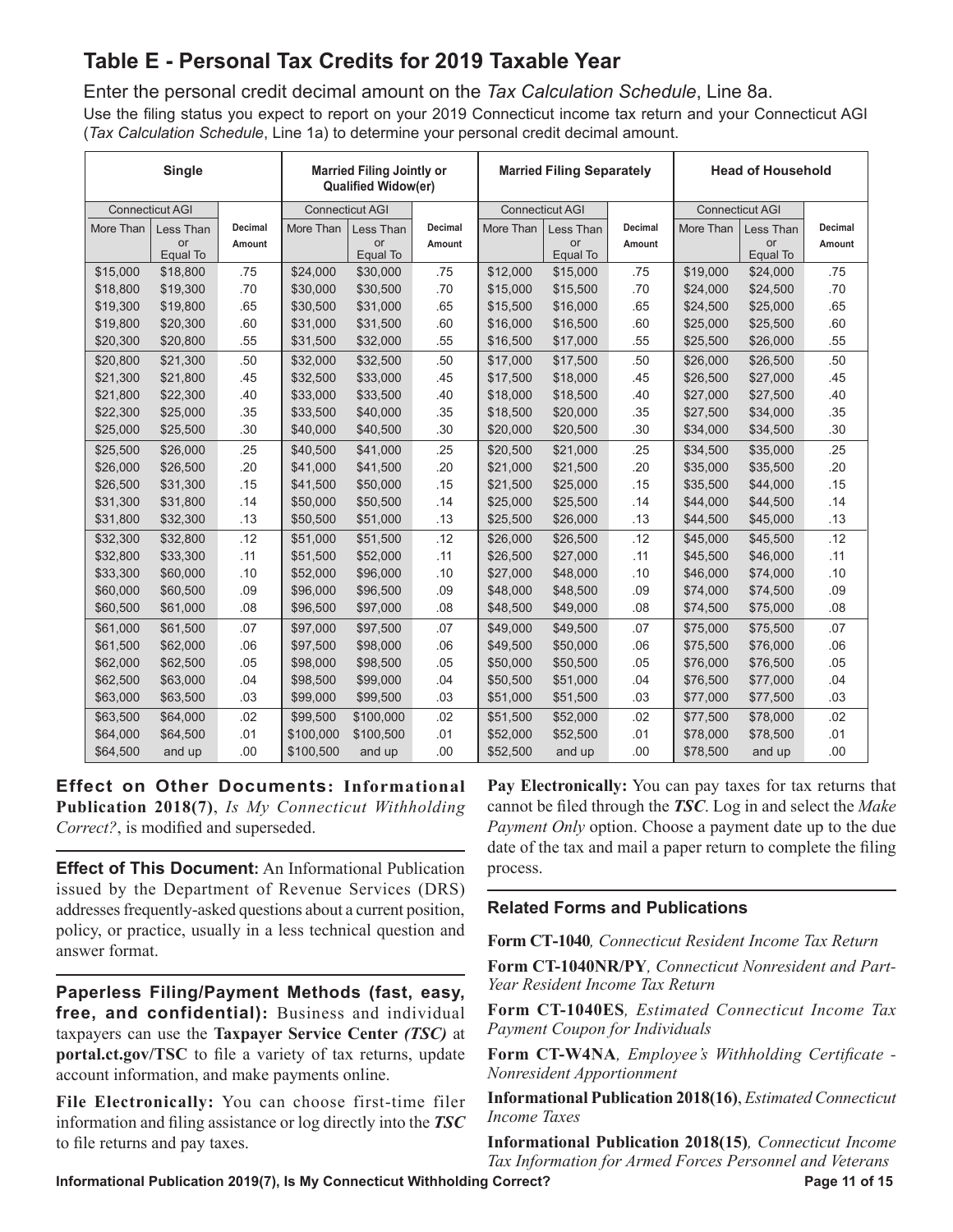## Table E - Personal Tax Credits for 2019 Taxable Year

Enter the personal credit decimal amount on the *Tax Calculation Schedule*, Line 8a.

Use the filing status you expect to report on your 2019 Connecticut income tax return and your Connecticut AGI (*Tax Calculation Schedule*, Line 1a) to determine your personal credit decimal amount.

| Single | | | Married Filing Jointly or Qualified Widow(er) | | | Married Filing Separately | | | Head of Household | | |
|---|---|---|---|---|---|---|---|---|---|---|---|
| Connecticut AGI | | | Connecticut AGI | | | Connecticut AGI | | | Connecticut AGI | | |
| More Than | Less Than or Equal To | Decimal Amount | More Than | Less Than or Equal To | Decimal Amount | More Than | Less Than or Equal To | Decimal Amount | More Than | Less Than or Equal To | Decimal Amount |
| $15,000 | $18,800 | .75 | $24,000 | $30,000 | .75 | $12,000 | $15,000 | .75 | $19,000 | $24,000 | .75 |
| $18,800 | $19,300 | .70 | $30,000 | $30,500 | .70 | $15,000 | $15,500 | .70 | $24,000 | $24,500 | .70 |
| $19,300 | $19,800 | .65 | $30,500 | $31,000 | .65 | $15,500 | $16,000 | .65 | $24,500 | $25,000 | .65 |
| $19,800 | $20,300 | .60 | $31,000 | $31,500 | .60 | $16,000 | $16,500 | .60 | $25,000 | $25,500 | .60 |
| $20,300 | $20,800 | .55 | $31,500 | $32,000 | .55 | $16,500 | $17,000 | .55 | $25,500 | $26,000 | .55 |
| $20,800 | $21,300 | .50 | $32,000 | $32,500 | .50 | $17,000 | $17,500 | .50 | $26,000 | $26,500 | .50 |
| $21,300 | $21,800 | .45 | $32,500 | $33,000 | .45 | $17,500 | $18,000 | .45 | $26,500 | $27,000 | .45 |
| $21,800 | $22,300 | .40 | $33,000 | $33,500 | .40 | $18,000 | $18,500 | .40 | $27,000 | $27,500 | .40 |
| $22,300 | $25,000 | .35 | $33,500 | $40,000 | .35 | $18,500 | $20,000 | .35 | $27,500 | $34,000 | .35 |
| $25,000 | $25,500 | .30 | $40,000 | $40,500 | .30 | $20,000 | $20,500 | .30 | $34,000 | $34,500 | .30 |
| $25,500 | $26,000 | .25 | $40,500 | $41,000 | .25 | $20,500 | $21,000 | .25 | $34,500 | $35,000 | .25 |
| $26,000 | $26,500 | .20 | $41,000 | $41,500 | .20 | $21,000 | $21,500 | .20 | $35,000 | $35,500 | .20 |
| $26,500 | $31,300 | .15 | $41,500 | $50,000 | .15 | $21,500 | $25,000 | .15 | $35,500 | $44,000 | .15 |
| $31,300 | $31,800 | .14 | $50,000 | $50,500 | .14 | $25,000 | $25,500 | .14 | $44,000 | $44,500 | .14 |
| $31,800 | $32,300 | .13 | $50,500 | $51,000 | .13 | $25,500 | $26,000 | .13 | $44,500 | $45,000 | .13 |
| $32,300 | $32,800 | .12 | $51,000 | $51,500 | .12 | $26,000 | $26,500 | .12 | $45,000 | $45,500 | .12 |
| $32,800 | $33,300 | .11 | $51,500 | $52,000 | .11 | $26,500 | $27,000 | .11 | $45,500 | $46,000 | .11 |
| $33,300 | $60,000 | .10 | $52,000 | $96,000 | .10 | $27,000 | $48,000 | .10 | $46,000 | $74,000 | .10 |
| $60,000 | $60,500 | .09 | $96,000 | $96,500 | .09 | $48,000 | $48,500 | .09 | $74,000 | $74,500 | .09 |
| $60,500 | $61,000 | .08 | $96,500 | $97,000 | .08 | $48,500 | $49,000 | .08 | $74,500 | $75,000 | .08 |
| $61,000 | $61,500 | .07 | $97,000 | $97,500 | .07 | $49,000 | $49,500 | .07 | $75,000 | $75,500 | .07 |
| $61,500 | $62,000 | .06 | $97,500 | $98,000 | .06 | $49,500 | $50,000 | .06 | $75,500 | $76,000 | .06 |
| $62,000 | $62,500 | .05 | $98,000 | $98,500 | .05 | $50,000 | $50,500 | .05 | $76,000 | $76,500 | .05 |
| $62,500 | $63,000 | .04 | $98,500 | $99,000 | .04 | $50,500 | $51,000 | .04 | $76,500 | $77,000 | .04 |
| $63,000 | $63,500 | .03 | $99,000 | $99,500 | .03 | $51,000 | $51,500 | .03 | $77,000 | $77,500 | .03 |
| $63,500 | $64,000 | .02 | $99,500 | $100,000 | .02 | $51,500 | $52,000 | .02 | $77,500 | $78,000 | .02 |
| $64,000 | $64,500 | .01 | $100,000 | $100,500 | .01 | $52,000 | $52,500 | .01 | $78,000 | $78,500 | .01 |
| $64,500 | and up | .00 | $100,500 | and up | .00 | $52,500 | and up | .00 | $78,500 | and up | .00 |

**Effect on Other Documents: Informational Publication 2018(7)**, *Is My Connecticut Withholding Correct?*, is modified and superseded.

**Effect of This Document:** An Informational Publication issued by the Department of Revenue Services (DRS) addresses frequently-asked questions about a current position, policy, or practice, usually in a less technical question and answer format.

**Paperless Filing/Payment Methods (fast, easy, free, and confidential):** Business and individual taxpayers can use the **Taxpayer Service Center *(TSC)*** at **portal.ct.gov/TSC** to file a variety of tax returns, update account information, and make payments online.

**File Electronically:** You can choose first-time filer information and filing assistance or log directly into the ***TSC*** to file returns and pay taxes.

**Pay Electronically:** You can pay taxes for tax returns that cannot be filed through the ***TSC***. Log in and select the *Make Payment Only* option. Choose a payment date up to the due date of the tax and mail a paper return to complete the filing process.

### Related Forms and Publications

**Form CT-1040***, Connecticut Resident Income Tax Return*

**Form CT-1040NR/PY***, Connecticut Nonresident and Part-Year Resident Income Tax Return*

**Form CT-1040ES***, Estimated Connecticut Income Tax Payment Coupon for Individuals*

**Form CT-W4NA***, Employee's Withholding Certificate - Nonresident Apportionment*

**Informational Publication 2018(16)**, *Estimated Connecticut Income Taxes*

**Informational Publication 2018(15)***, Connecticut Income Tax Information for Armed Forces Personnel and Veterans*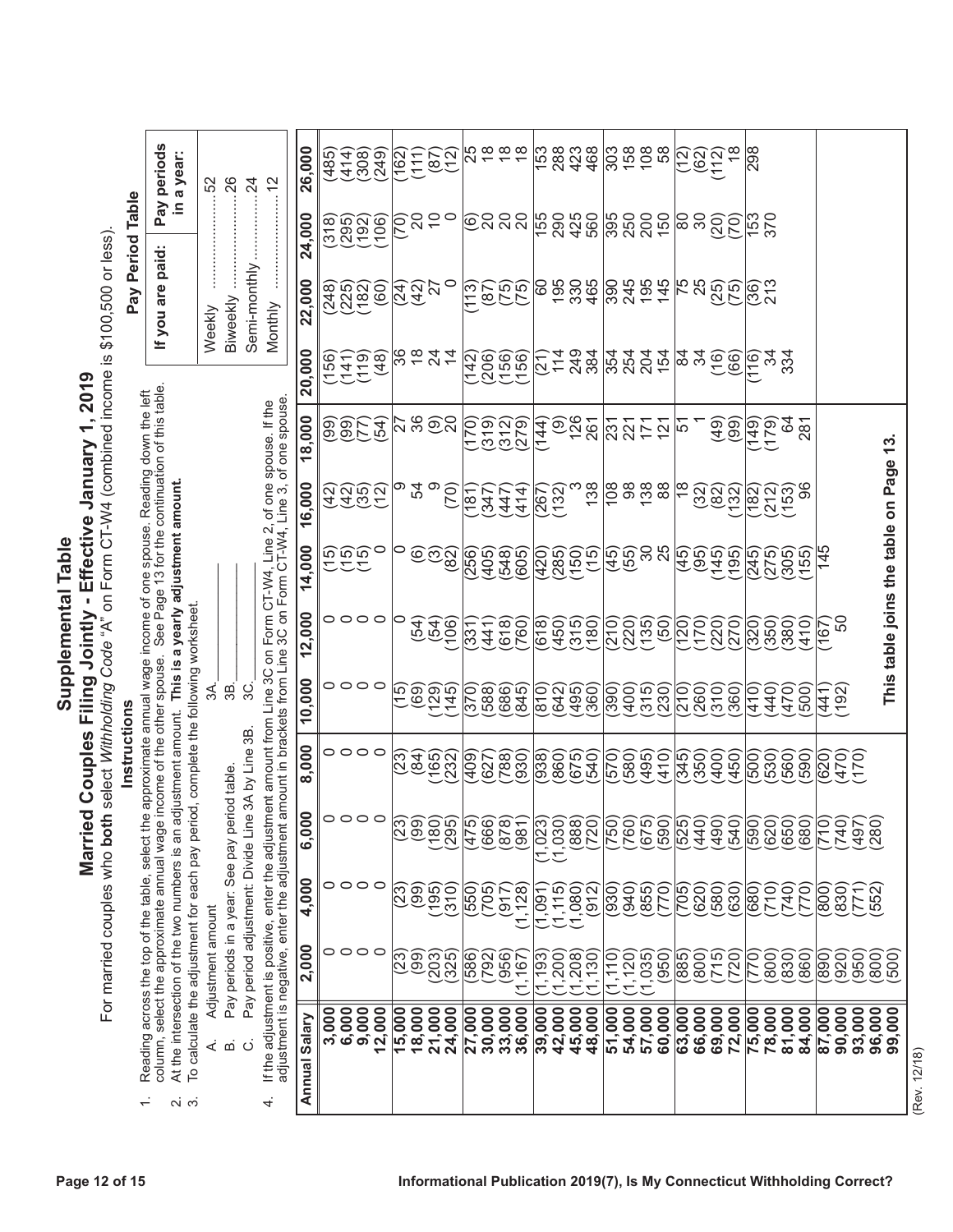# Supplemental Table

## Married Couples Filing Jointly - Effective January 1, 2019

For married couples who **both** select *Withholding Code* "A" on Form CT-W4 (combined income is $100,500 or less).

### Instructions

1. Reading across the top of the table, select the approximate annual wage income of one spouse. Reading down the left column, select the approximate annual wage income of the other spouse. See Page 13 for the continuation of this table.
2. At the intersection of the two numbers is an adjustment amount. **This is a yearly adjustment amount.**
3. To calculate the adjustment for each pay period, complete the following worksheet.
   - A. Adjustment amount 3A.________
   - B. Pay periods in a year: See pay period table. 3B.________
   - C. Pay period adjustment: Divide Line 3A by Line 3B. 3C.________
4. If the adjustment is positive, enter the adjustment amount from Line 3C on Form CT-W4, Line 2, of one spouse. If the adjustment is negative, enter the adjustment amount in brackets from Line 3C on Form CT-W4, Line 3, of one spouse.

### Pay Period Table

| If you are paid: | Pay periods in a year: |
|---|---|
| Weekly | 52 |
| Biweekly | 26 |
| Semi-monthly | 24 |
| Monthly | 12 |

| Annual Salary | 2,000 | 4,000 | 6,000 | 8,000 | 10,000 | 12,000 | 14,000 | 16,000 | 18,000 | 20,000 | 22,000 | 24,000 | 26,000 |
|---|---|---|---|---|---|---|---|---|---|---|---|---|---|
| 3,000 | 0 | 0 | 0 | 0 | 0 | 0 | (15) | (42) | (99) | (156) | (248) | (318) | (485) |
| 6,000 | 0 | 0 | 0 | 0 | 0 | 0 | (15) | (42) | (99) | (141) | (225) | (295) | (414) |
| 9,000 | 0 | 0 | 0 | 0 | 0 | 0 | (15) | (35) | (77) | (119) | (182) | (192) | (308) |
| 12,000 | 0 | 0 | 0 | 0 | 0 | 0 | 0 | (12) | (54) | (48) | (60) | (106) | (249) |
| 15,000 | (23) | (23) | (23) | (23) | (15) | 0 | 0 | 9 | 27 | 36 | (24) | (70) | (162) |
| 18,000 | (99) | (99) | (99) | (84) | (69) | (54) | (6) | 54 | 36 | 18 | (42) | 20 | (111) |
| 21,000 | (203) | (195) | (180) | (165) | (129) | (54) | (3) | 9 | (9) | 24 | 27 | 10 | (87) |
| 24,000 | (325) | (310) | (295) | (232) | (145) | (106) | (82) | (70) | 20 | 14 | 0 | 0 | (12) |
| 27,000 | (586) | (550) | (475) | (409) | (370) | (331) | (256) | (181) | (170) | (142) | (113) | (6) | 25 |
| 30,000 | (792) | (705) | (666) | (627) | (588) | (441) | (405) | (347) | (319) | (206) | (87) | 20 | 18 |
| 33,000 | (956) | (917) | (878) | (788) | (686) | (618) | (548) | (447) | (312) | (156) | (75) | 20 | 18 |
| 36,000 | (1,167) | (1,128) | (981) | (930) | (845) | (760) | (605) | (414) | (279) | (156) | (75) | 20 | 18 |
| 39,000 | (1,193) | (1,091) | (1,023) | (938) | (810) | (618) | (420) | (267) | (144) | (21) | 60 | 155 | 153 |
| 42,000 | (1,200) | (1,115) | (1,030) | (860) | (642) | (450) | (285) | (132) | (9) | 114 | 195 | 290 | 288 |
| 45,000 | (1,208) | (1,080) | (888) | (675) | (495) | (315) | (150) | 3 | 126 | 249 | 330 | 425 | 423 |
| 48,000 | (1,130) | (912) | (720) | (540) | (360) | (180) | (15) | 138 | 261 | 384 | 465 | 560 | 468 |
| 51,000 | (1,110) | (930) | (750) | (570) | (390) | (210) | (45) | 108 | 231 | 354 | 390 | 395 | 303 |
| 54,000 | (1,120) | (940) | (760) | (580) | (400) | (220) | (55) | 98 | 221 | 254 | 245 | 250 | 158 |
| 57,000 | (1,035) | (855) | (675) | (495) | (315) | (135) | 30 | 138 | 171 | 204 | 195 | 200 | 108 |
| 60,000 | (950) | (770) | (590) | (410) | (230) | (50) | 25 | 88 | 121 | 154 | 145 | 150 | 58 |
| 63,000 | (885) | (705) | (525) | (345) | (210) | (120) | (45) | 18 | 51 | 84 | 75 | 80 | (12) |
| 66,000 | (800) | (620) | (440) | (350) | (260) | (170) | (95) | (32) | 1 | 34 | 25 | 30 | (62) |
| 69,000 | (715) | (580) | (490) | (400) | (310) | (220) | (145) | (82) | (49) | (16) | (25) | (20) | (112) |
| 72,000 | (720) | (630) | (540) | (450) | (360) | (270) | (195) | (132) | (99) | (66) | (75) | (70) | 18 |
| 75,000 | (770) | (680) | (590) | (500) | (410) | (320) | (245) | (182) | (149) | (116) | (36) | 153 | 298 |
| 78,000 | (800) | (710) | (620) | (530) | (440) | (350) | (275) | (212) | (179) | 34 | 213 | 370 | |
| 81,000 | (830) | (740) | (650) | (560) | (470) | (380) | (305) | (153) | 64 | 334 | | | |
| 84,000 | (860) | (770) | (680) | (590) | (500) | (410) | (155) | 96 | 281 | | | | |
| 87,000 | (890) | (800) | (710) | (620) | (441) | (167) | 145 | | | | | | |
| 90,000 | (920) | (830) | (740) | (470) | (192) | 50 | | | | | | | |
| 93,000 | (950) | (771) | (497) | (170) | | | | | | | | | |
| 96,000 | (800) | (552) | (280) | | | | | | | | | | |
| 99,000 | (500) | | | | | | | | | | | | |

**This table joins the table on Page 13.**

(Rev. 12/18)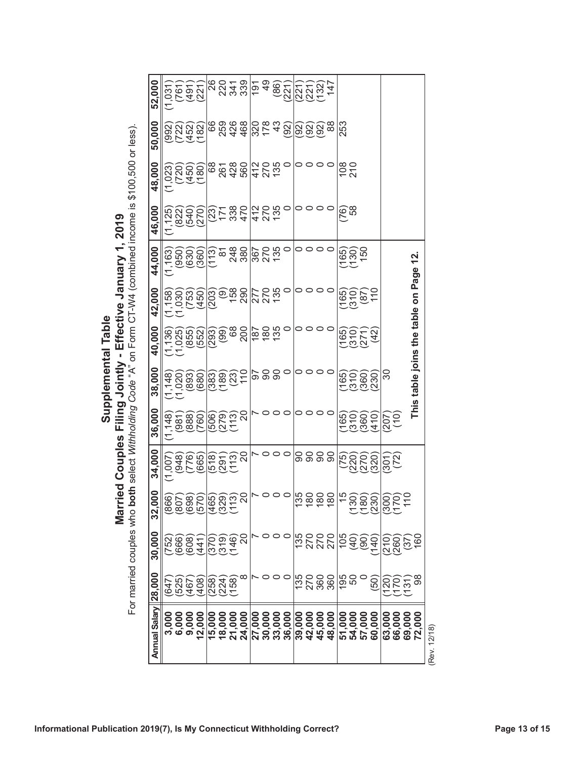# Supplemental Table

## Married Couples Filing Jointly - Effective January 1, 2019

For married couples who **both** select *Withholding Code* **"A"** on Form CT-W4 (combined income is $100,500 or less).

| Annual Salary | 28,000 | 30,000 | 32,000 | 34,000 | 36,000 | 38,000 | 40,000 | 42,000 | 44,000 | 46,000 | 48,000 | 50,000 | 52,000 |
|---|---|---|---|---|---|---|---|---|---|---|---|---|---|
| **3,000** | (647) | (752) | (866) | (1,007) | (1,148) | (1,148) | (1,136) | (1,158) | (1,163) | (1,125) | (1,023) | (992) | (1,031) |
| **6,000** | (525) | (666) | (807) | (948) | (981) | (1,020) | (1,025) | (1,030) | (950) | (822) | (720) | (722) | (761) |
| **9,000** | (467) | (608) | (698) | (776) | (888) | (893) | (855) | (753) | (630) | (540) | (450) | (452) | (491) |
| **12,000** | (408) | (441) | (570) | (665) | (760) | (680) | (552) | (450) | (360) | (270) | (180) | (182) | (221) |
| **15,000** | (258) | (370) | (465) | (518) | (506) | (383) | (293) | (203) | (113) | (23) | 68 | 66 | 26 |
| **18,000** | (224) | (319) | (329) | (291) | (279) | (189) | (99) | (9) | 81 | 171 | 261 | 259 | 220 |
| **21,000** | (158) | (146) | (113) | (113) | (113) | (23) | 68 | 158 | 248 | 338 | 428 | 426 | 341 |
| **24,000** | 8 | 20 | 20 | 20 | 20 | 110 | 200 | 290 | 380 | 470 | 560 | 468 | 339 |
| **27,000** | 7 | 7 | 7 | 7 | 7 | 97 | 187 | 277 | 367 | 412 | 412 | 320 | 191 |
| **30,000** | 0 | 0 | 0 | 0 | 0 | 90 | 180 | 270 | 270 | 270 | 270 | 178 | 49 |
| **33,000** | 0 | 0 | 0 | 0 | 0 | 90 | 135 | 135 | 135 | 135 | 135 | 43 | (86) |
| **36,000** | 0 | 0 | 0 | 0 | 0 | 0 | 0 | 0 | 0 | 0 | 0 | (92) | (221) |
| **39,000** | 135 | 135 | 135 | 90 | 0 | 0 | 0 | 0 | 0 | 0 | 0 | (92) | (221) |
| **42,000** | 270 | 270 | 180 | 90 | 0 | 0 | 0 | 0 | 0 | 0 | 0 | (92) | (221) |
| **45,000** | 360 | 270 | 180 | 90 | 0 | 0 | 0 | 0 | 0 | 0 | 0 | (92) | (132) |
| **48,000** | 360 | 270 | 180 | 90 | 0 | 0 | 0 | 0 | 0 | 0 | 0 | 88 | 147 |
| **51,000** | 195 | 105 | 15 | (75) | (165) | (165) | (165) | (165) | (165) | (76) | 108 | 253 | |
| **54,000** | 50 | (40) | (130) | (220) | (310) | (310) | (310) | (310) | (130) | 58 | 210 | | |
| **57,000** | 0 | (90) | (180) | (270) | (360) | (360) | (271) | (87) | 150 | | | | |
| **60,000** | (50) | (140) | (230) | (320) | (410) | (230) | (42) | 110 | | | | | |
| **63,000** | (120) | (210) | (300) | (301) | (207) | 30 | | | | | | | |
| **66,000** | (170) | (260) | (170) | (72) | (10) | | | | | | | | |
| **69,000** | (131) | (37) | 110 | | | | | | | | | | |
| **72,000** | 98 | 160 | | | | | | | | | | | |

**This table joins the table on Page 12.**

(Rev. 12/18)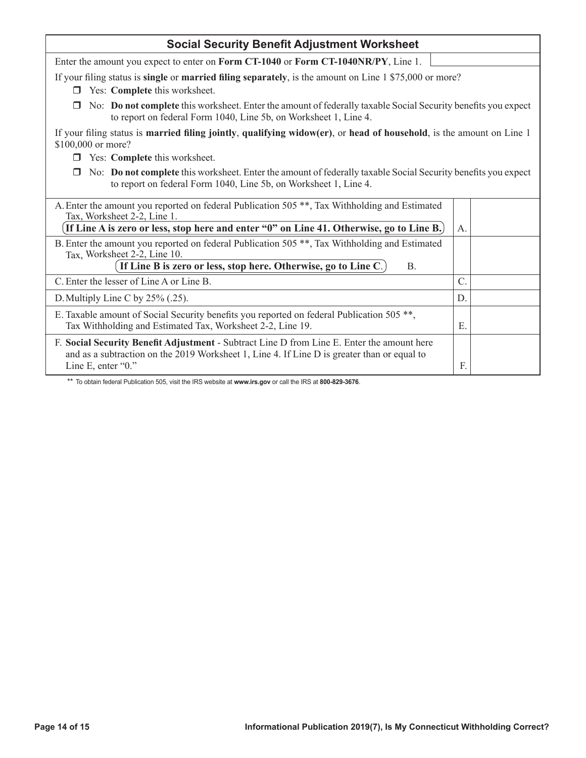## Social Security Benefit Adjustment Worksheet

Enter the amount you expect to enter on **Form CT-1040** or **Form CT-1040NR/PY**, Line 1.

If your filing status is **single** or **married filing separately**, is the amount on Line 1 $75,000 or more?

- ❒ Yes: **Complete** this worksheet.
- ❒ No: **Do not complete** this worksheet. Enter the amount of federally taxable Social Security benefits you expect to report on federal Form 1040, Line 5b, on Worksheet 1, Line 4.

If your filing status is **married filing jointly**, **qualifying widow(er)**, or **head of household**, is the amount on Line 1 $100,000 or more?

- ❒ Yes: **Complete** this worksheet.
- ❒ No: **Do not complete** this worksheet. Enter the amount of federally taxable Social Security benefits you expect to report on federal Form 1040, Line 5b, on Worksheet 1, Line 4.

| Line | | |
|---|---|---|
| A. Enter the amount you reported on federal Publication 505 **, Tax Withholding and Estimated Tax, Worksheet 2-2, Line 1. **If Line A is zero or less, stop here and enter "0" on Line 41. Otherwise, go to Line B.** | A. | |
| B. Enter the amount you reported on federal Publication 505 **, Tax Withholding and Estimated Tax, Worksheet 2-2, Line 10. **If Line B is zero or less, stop here. Otherwise, go to Line C.** | B. | |
| C. Enter the lesser of Line A or Line B. | C. | |
| D. Multiply Line C by 25% (.25). | D. | |
| E. Taxable amount of Social Security benefits you reported on federal Publication 505 **, Tax Withholding and Estimated Tax, Worksheet 2-2, Line 19. | E. | |
| F. **Social Security Benefit Adjustment** - Subtract Line D from Line E. Enter the amount here and as a subtraction on the 2019 Worksheet 1, Line 4. If Line D is greater than or equal to Line E, enter "0." | F. | |

** To obtain federal Publication 505, visit the IRS website at **www.irs.gov** or call the IRS at **800-829-3676**.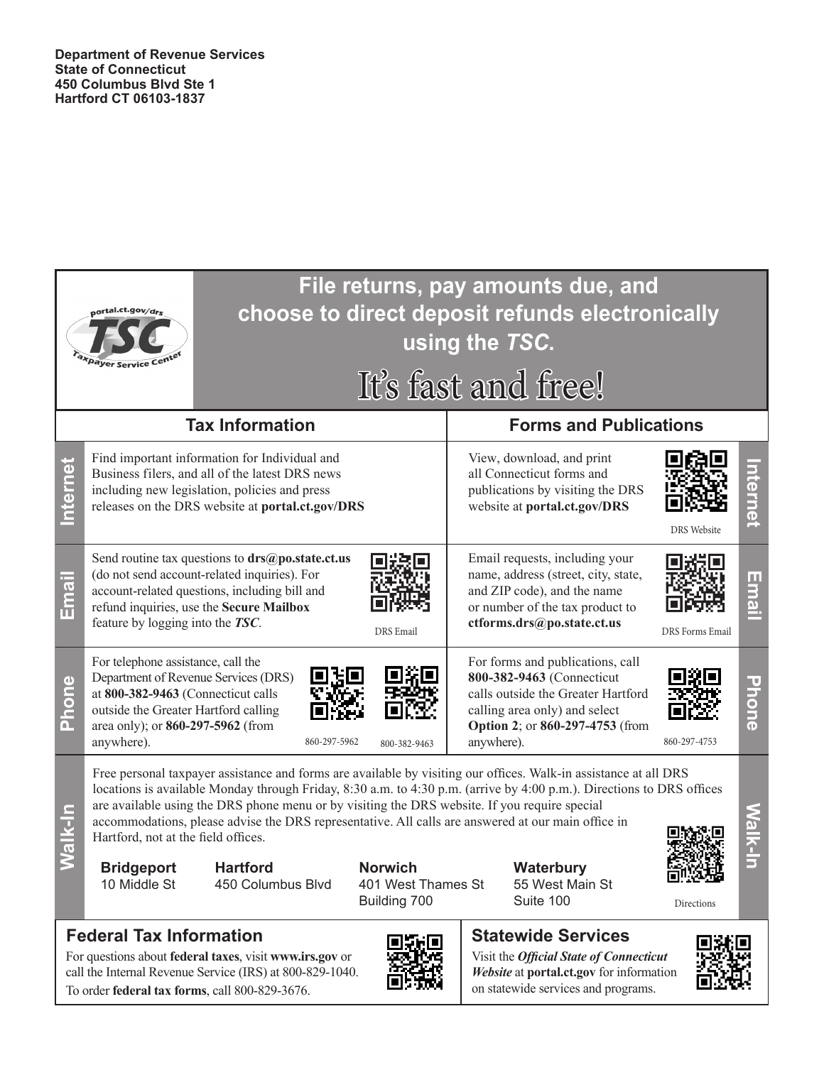Department of Revenue Services
State of Connecticut
450 Columbus Blvd Ste 1
Hartford CT 06103-1837

## File returns, pay amounts due, and choose to direct deposit refunds electronically using the *TSC*.

portal.ct.gov/drs — TSC Taxpayer Service Center

**It's fast and free!**

### Tax Information

**Internet**

Find important information for Individual and Business filers, and all of the latest DRS news including new legislation, policies and press releases on the DRS website at **portal.ct.gov/DRS**

**Email**

Send routine tax questions to **drs@po.state.ct.us** (do not send account-related inquiries). For account-related questions, including bill and refund inquiries, use the **Secure Mailbox** feature by logging into the ***TSC***.

DRS Email

**Phone**

For telephone assistance, call the Department of Revenue Services (DRS) at **800-382-9463** (Connecticut calls outside the Greater Hartford calling area only); or **860-297-5962** (from anywhere).

860-297-5962

800-382-9463

### Forms and Publications

**Internet**

View, download, and print all Connecticut forms and publications by visiting the DRS website at **portal.ct.gov/DRS**

DRS Website

**Email**

Email requests, including your name, address (street, city, state, and ZIP code), and the name or number of the tax product to **ctforms.drs@po.state.ct.us**

DRS Forms Email

**Phone**

For forms and publications, call **800-382-9463** (Connecticut calls outside the Greater Hartford calling area only) and select **Option 2**; or **860-297-4753** (from anywhere).

860-297-4753

### Walk-In

Free personal taxpayer assistance and forms are available by visiting our offices. Walk-in assistance at all DRS locations is available Monday through Friday, 8:30 a.m. to 4:30 p.m. (arrive by 4:00 p.m.). Directions to DRS offices are available using the DRS phone menu or by visiting the DRS website. If you require special accommodations, please advise the DRS representative. All calls are answered at our main office in Hartford, not at the field offices.

| **Bridgeport** | **Hartford** | **Norwich** | **Waterbury** |
|---|---|---|---|
| 10 Middle St | 450 Columbus Blvd | 401 West Thames St Building 700 | 55 West Main St Suite 100 |

Directions

### Federal Tax Information

For questions about **federal taxes**, visit **www.irs.gov** or call the Internal Revenue Service (IRS) at 800-829-1040.
To order **federal tax forms**, call 800-829-3676.

### Statewide Services

Visit the ***Official State of Connecticut Website*** at **portal.ct.gov** for information on statewide services and programs.